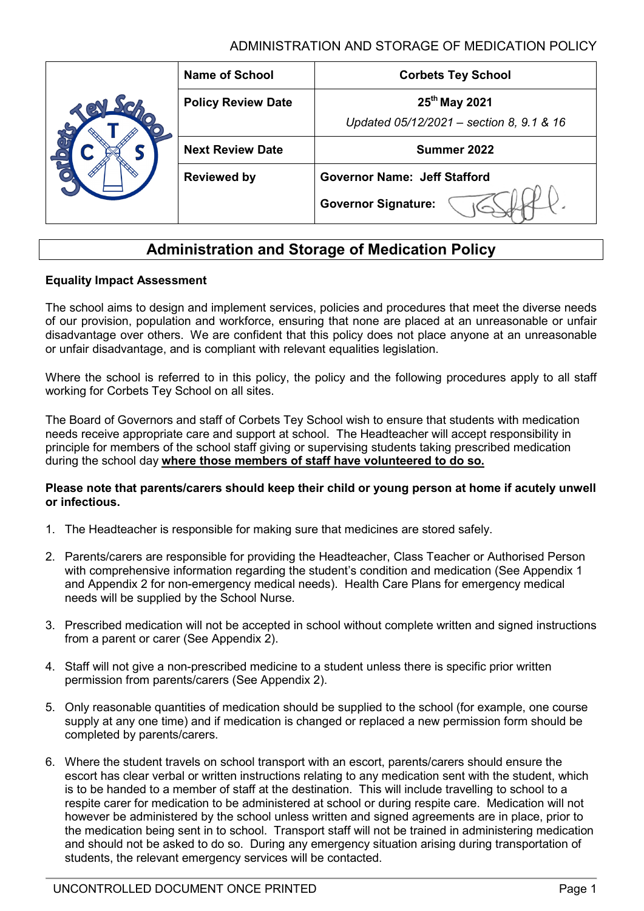| Name of School | Corbets Tey School |
|---|---|
| Policy Review Date | 25th May 2021<br>*Updated 05/12/2021 – section 8, 9.1 & 16* |
| Next Review Date | Summer 2022 |
| Reviewed by | **Governor Name: Jeff Stafford**<br>**Governor Signature:** |

# Administration and Storage of Medication Policy

**Equality Impact Assessment**

The school aims to design and implement services, policies and procedures that meet the diverse needs of our provision, population and workforce, ensuring that none are placed at an unreasonable or unfair disadvantage over others. We are confident that this policy does not place anyone at an unreasonable or unfair disadvantage, and is compliant with relevant equalities legislation.

Where the school is referred to in this policy, the policy and the following procedures apply to all staff working for Corbets Tey School on all sites.

The Board of Governors and staff of Corbets Tey School wish to ensure that students with medication needs receive appropriate care and support at school. The Headteacher will accept responsibility in principle for members of the school staff giving or supervising students taking prescribed medication during the school day **where those members of staff have volunteered to do so.**

**Please note that parents/carers should keep their child or young person at home if acutely unwell or infectious.**

1. The Headteacher is responsible for making sure that medicines are stored safely.

2. Parents/carers are responsible for providing the Headteacher, Class Teacher or Authorised Person with comprehensive information regarding the student's condition and medication (See Appendix 1 and Appendix 2 for non-emergency medical needs). Health Care Plans for emergency medical needs will be supplied by the School Nurse.

3. Prescribed medication will not be accepted in school without complete written and signed instructions from a parent or carer (See Appendix 2).

4. Staff will not give a non-prescribed medicine to a student unless there is specific prior written permission from parents/carers (See Appendix 2).

5. Only reasonable quantities of medication should be supplied to the school (for example, one course supply at any one time) and if medication is changed or replaced a new permission form should be completed by parents/carers.

6. Where the student travels on school transport with an escort, parents/carers should ensure the escort has clear verbal or written instructions relating to any medication sent with the student, which is to be handed to a member of staff at the destination. This will include travelling to school to a respite carer for medication to be administered at school or during respite care. Medication will not however be administered by the school unless written and signed agreements are in place, prior to the medication being sent in to school. Transport staff will not be trained in administering medication and should not be asked to do so. During any emergency situation arising during transportation of students, the relevant emergency services will be contacted.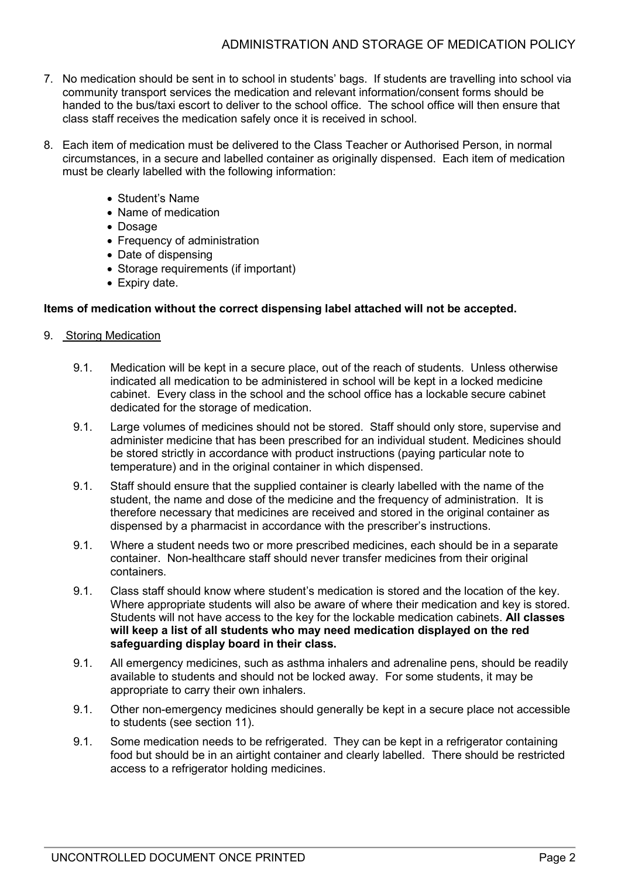7. No medication should be sent in to school in students' bags. If students are travelling into school via community transport services the medication and relevant information/consent forms should be handed to the bus/taxi escort to deliver to the school office. The school office will then ensure that class staff receives the medication safely once it is received in school.

8. Each item of medication must be delivered to the Class Teacher or Authorised Person, in normal circumstances, in a secure and labelled container as originally dispensed. Each item of medication must be clearly labelled with the following information:

   - Student's Name
   - Name of medication
   - Dosage
   - Frequency of administration
   - Date of dispensing
   - Storage requirements (if important)
   - Expiry date.

**Items of medication without the correct dispensing label attached will not be accepted.**

9. Storing Medication

   9.1. Medication will be kept in a secure place, out of the reach of students. Unless otherwise indicated all medication to be administered in school will be kept in a locked medicine cabinet. Every class in the school and the school office has a lockable secure cabinet dedicated for the storage of medication.

   9.1. Large volumes of medicines should not be stored. Staff should only store, supervise and administer medicine that has been prescribed for an individual student. Medicines should be stored strictly in accordance with product instructions (paying particular note to temperature) and in the original container in which dispensed.

   9.1. Staff should ensure that the supplied container is clearly labelled with the name of the student, the name and dose of the medicine and the frequency of administration. It is therefore necessary that medicines are received and stored in the original container as dispensed by a pharmacist in accordance with the prescriber's instructions.

   9.1. Where a student needs two or more prescribed medicines, each should be in a separate container. Non-healthcare staff should never transfer medicines from their original containers.

   9.1. Class staff should know where student's medication is stored and the location of the key. Where appropriate students will also be aware of where their medication and key is stored. Students will not have access to the key for the lockable medication cabinets. **All classes will keep a list of all students who may need medication displayed on the red safeguarding display board in their class.**

   9.1. All emergency medicines, such as asthma inhalers and adrenaline pens, should be readily available to students and should not be locked away. For some students, it may be appropriate to carry their own inhalers.

   9.1. Other non-emergency medicines should generally be kept in a secure place not accessible to students (see section 11).

   9.1. Some medication needs to be refrigerated. They can be kept in a refrigerator containing food but should be in an airtight container and clearly labelled. There should be restricted access to a refrigerator holding medicines.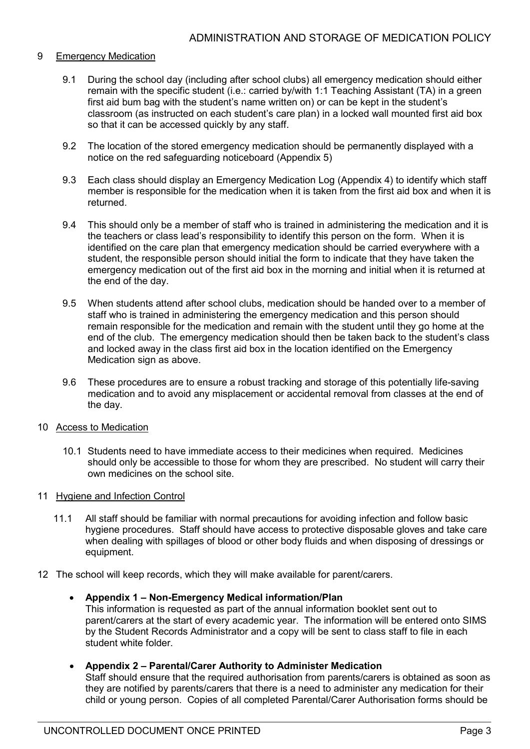## 9 Emergency Medication

9.1 During the school day (including after school clubs) all emergency medication should either remain with the specific student (i.e.: carried by/with 1:1 Teaching Assistant (TA) in a green first aid bum bag with the student's name written on) or can be kept in the student's classroom (as instructed on each student's care plan) in a locked wall mounted first aid box so that it can be accessed quickly by any staff.

9.2 The location of the stored emergency medication should be permanently displayed with a notice on the red safeguarding noticeboard (Appendix 5)

9.3 Each class should display an Emergency Medication Log (Appendix 4) to identify which staff member is responsible for the medication when it is taken from the first aid box and when it is returned.

9.4 This should only be a member of staff who is trained in administering the medication and it is the teachers or class lead's responsibility to identify this person on the form. When it is identified on the care plan that emergency medication should be carried everywhere with a student, the responsible person should initial the form to indicate that they have taken the emergency medication out of the first aid box in the morning and initial when it is returned at the end of the day.

9.5 When students attend after school clubs, medication should be handed over to a member of staff who is trained in administering the emergency medication and this person should remain responsible for the medication and remain with the student until they go home at the end of the club. The emergency medication should then be taken back to the student's class and locked away in the class first aid box in the location identified on the Emergency Medication sign as above.

9.6 These procedures are to ensure a robust tracking and storage of this potentially life-saving medication and to avoid any misplacement or accidental removal from classes at the end of the day.

## 10 Access to Medication

10.1 Students need to have immediate access to their medicines when required. Medicines should only be accessible to those for whom they are prescribed. No student will carry their own medicines on the school site.

## 11 Hygiene and Infection Control

11.1 All staff should be familiar with normal precautions for avoiding infection and follow basic hygiene procedures. Staff should have access to protective disposable gloves and take care when dealing with spillages of blood or other body fluids and when disposing of dressings or equipment.

12 The school will keep records, which they will make available for parent/carers.

- **Appendix 1 – Non-Emergency Medical information/Plan**
  This information is requested as part of the annual information booklet sent out to parent/carers at the start of every academic year. The information will be entered onto SIMS by the Student Records Administrator and a copy will be sent to class staff to file in each student white folder.

- **Appendix 2 – Parental/Carer Authority to Administer Medication**
  Staff should ensure that the required authorisation from parents/carers is obtained as soon as they are notified by parents/carers that there is a need to administer any medication for their child or young person. Copies of all completed Parental/Carer Authorisation forms should be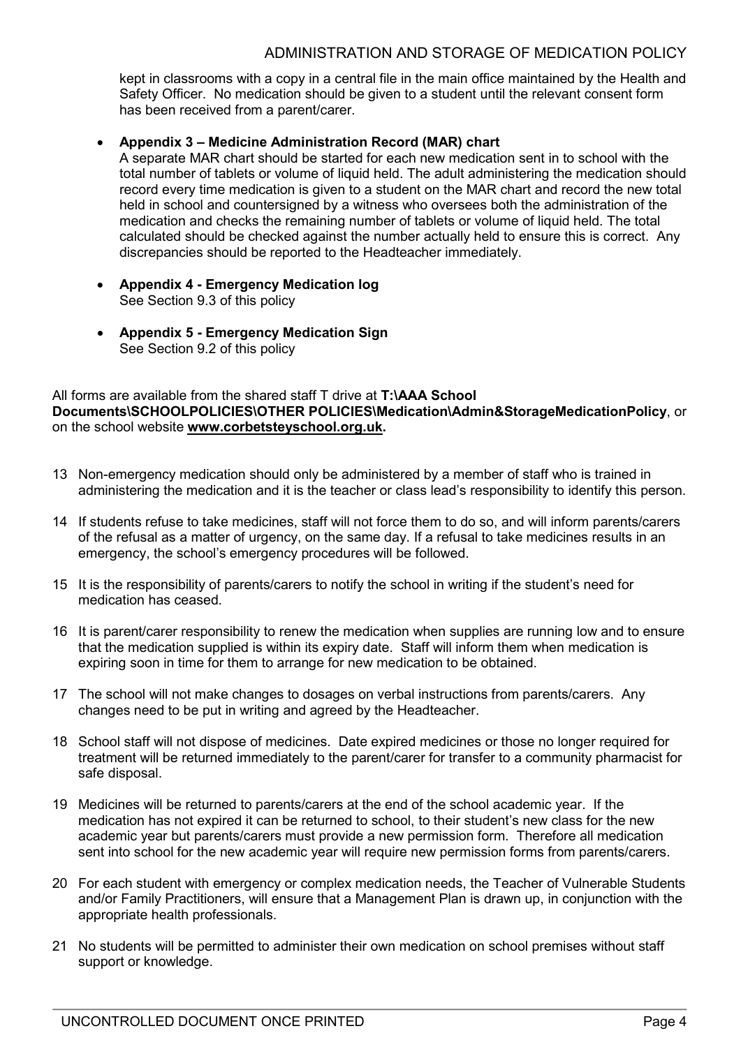kept in classrooms with a copy in a central file in the main office maintained by the Health and Safety Officer. No medication should be given to a student until the relevant consent form has been received from a parent/carer.

- **Appendix 3 – Medicine Administration Record (MAR) chart**
  A separate MAR chart should be started for each new medication sent in to school with the total number of tablets or volume of liquid held. The adult administering the medication should record every time medication is given to a student on the MAR chart and record the new total held in school and countersigned by a witness who oversees both the administration of the medication and checks the remaining number of tablets or volume of liquid held. The total calculated should be checked against the number actually held to ensure this is correct. Any discrepancies should be reported to the Headteacher immediately.

- **Appendix 4 - Emergency Medication log**
  See Section 9.3 of this policy

- **Appendix 5 - Emergency Medication Sign**
  See Section 9.2 of this policy

All forms are available from the shared staff T drive at **T:\AAA School Documents\SCHOOLPOLICIES\OTHER POLICIES\Medication\Admin&StorageMedicationPolicy**, or on the school website **www.corbetsteyschool.org.uk.**

13 Non-emergency medication should only be administered by a member of staff who is trained in administering the medication and it is the teacher or class lead's responsibility to identify this person.

14 If students refuse to take medicines, staff will not force them to do so, and will inform parents/carers of the refusal as a matter of urgency, on the same day. If a refusal to take medicines results in an emergency, the school's emergency procedures will be followed.

15 It is the responsibility of parents/carers to notify the school in writing if the student's need for medication has ceased.

16 It is parent/carer responsibility to renew the medication when supplies are running low and to ensure that the medication supplied is within its expiry date. Staff will inform them when medication is expiring soon in time for them to arrange for new medication to be obtained.

17 The school will not make changes to dosages on verbal instructions from parents/carers. Any changes need to be put in writing and agreed by the Headteacher.

18 School staff will not dispose of medicines. Date expired medicines or those no longer required for treatment will be returned immediately to the parent/carer for transfer to a community pharmacist for safe disposal.

19 Medicines will be returned to parents/carers at the end of the school academic year. If the medication has not expired it can be returned to school, to their student's new class for the new academic year but parents/carers must provide a new permission form. Therefore all medication sent into school for the new academic year will require new permission forms from parents/carers.

20 For each student with emergency or complex medication needs, the Teacher of Vulnerable Students and/or Family Practitioners, will ensure that a Management Plan is drawn up, in conjunction with the appropriate health professionals.

21 No students will be permitted to administer their own medication on school premises without staff support or knowledge.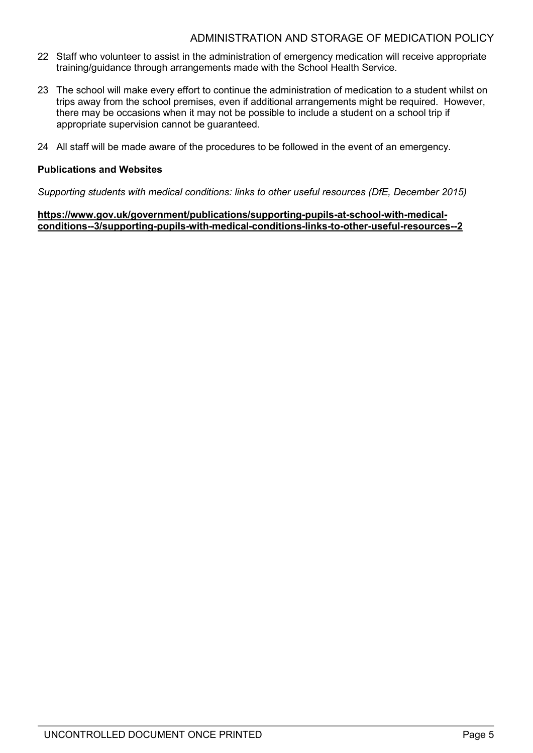22 Staff who volunteer to assist in the administration of emergency medication will receive appropriate training/guidance through arrangements made with the School Health Service.

23 The school will make every effort to continue the administration of medication to a student whilst on trips away from the school premises, even if additional arrangements might be required. However, there may be occasions when it may not be possible to include a student on a school trip if appropriate supervision cannot be guaranteed.

24 All staff will be made aware of the procedures to be followed in the event of an emergency.

**Publications and Websites**

*Supporting students with medical conditions: links to other useful resources (DfE, December 2015)*

**https://www.gov.uk/government/publications/supporting-pupils-at-school-with-medical-conditions--3/supporting-pupils-with-medical-conditions-links-to-other-useful-resources--2**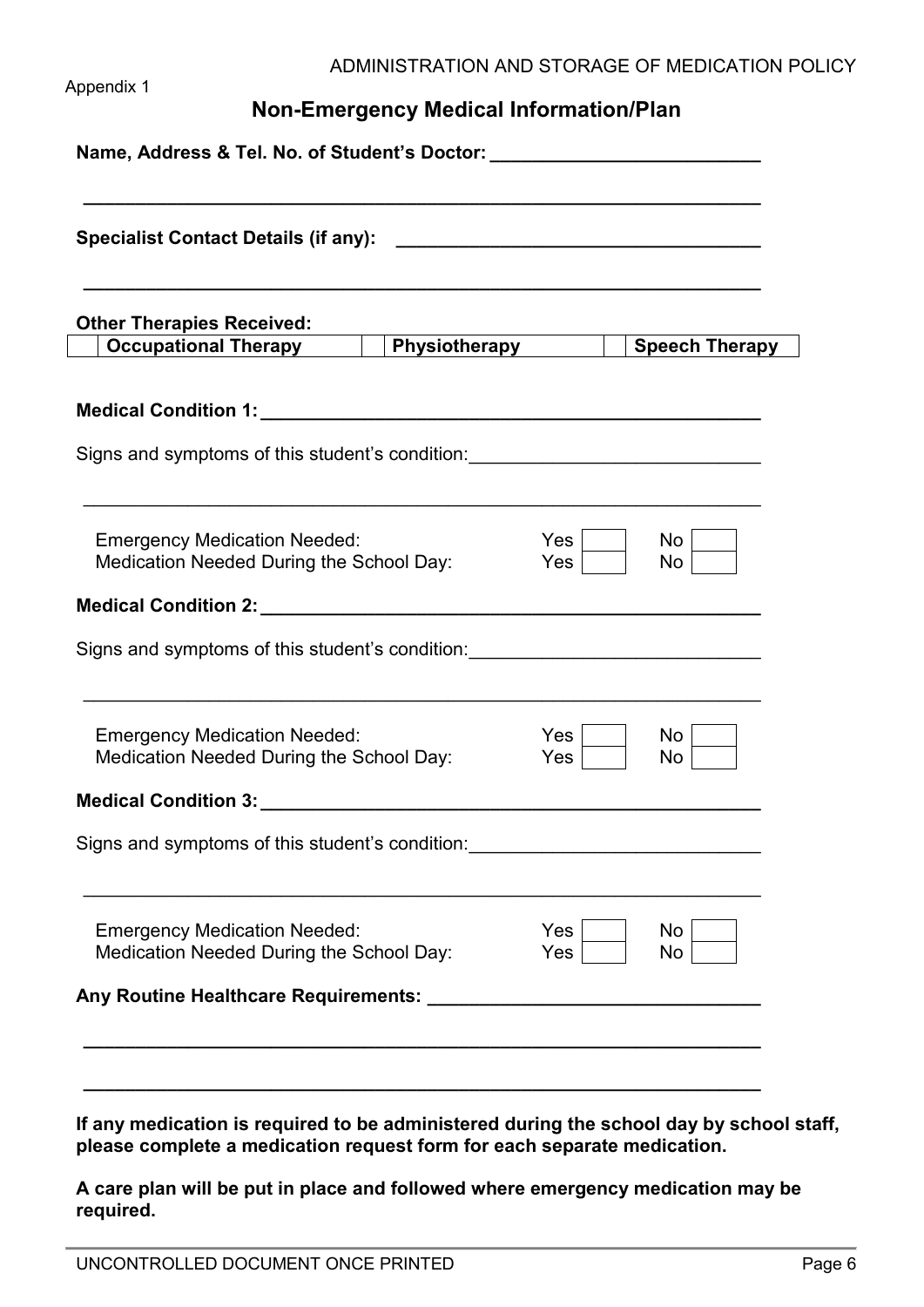Appendix 1

## Non-Emergency Medical Information/Plan

**Name, Address & Tel. No. of Student's Doctor:** ______________________________

______________________________________________________________________

**Specialist Contact Details (if any):** ______________________________

______________________________________________________________________

**Other Therapies Received:**

| | Occupational Therapy | | Physiotherapy | | Speech Therapy |
|---|---|---|---|---|---|

**Medical Condition 1:** ______________________________

Signs and symptoms of this student's condition: ______________________________

______________________________________________________________________

| | | |
|---|---|---|
| Emergency Medication Needed: | Yes ☐ | No ☐ |
| Medication Needed During the School Day: | Yes ☐ | No ☐ |

**Medical Condition 2:** ______________________________

Signs and symptoms of this student's condition: ______________________________

______________________________________________________________________

| | | |
|---|---|---|
| Emergency Medication Needed: | Yes ☐ | No ☐ |
| Medication Needed During the School Day: | Yes ☐ | No ☐ |

**Medical Condition 3:** ______________________________

Signs and symptoms of this student's condition: ______________________________

______________________________________________________________________

| | | |
|---|---|---|
| Emergency Medication Needed: | Yes ☐ | No ☐ |
| Medication Needed During the School Day: | Yes ☐ | No ☐ |

**Any Routine Healthcare Requirements:** ______________________________

______________________________________________________________________

______________________________________________________________________

**If any medication is required to be administered during the school day by school staff, please complete a medication request form for each separate medication.**

**A care plan will be put in place and followed where emergency medication may be required.**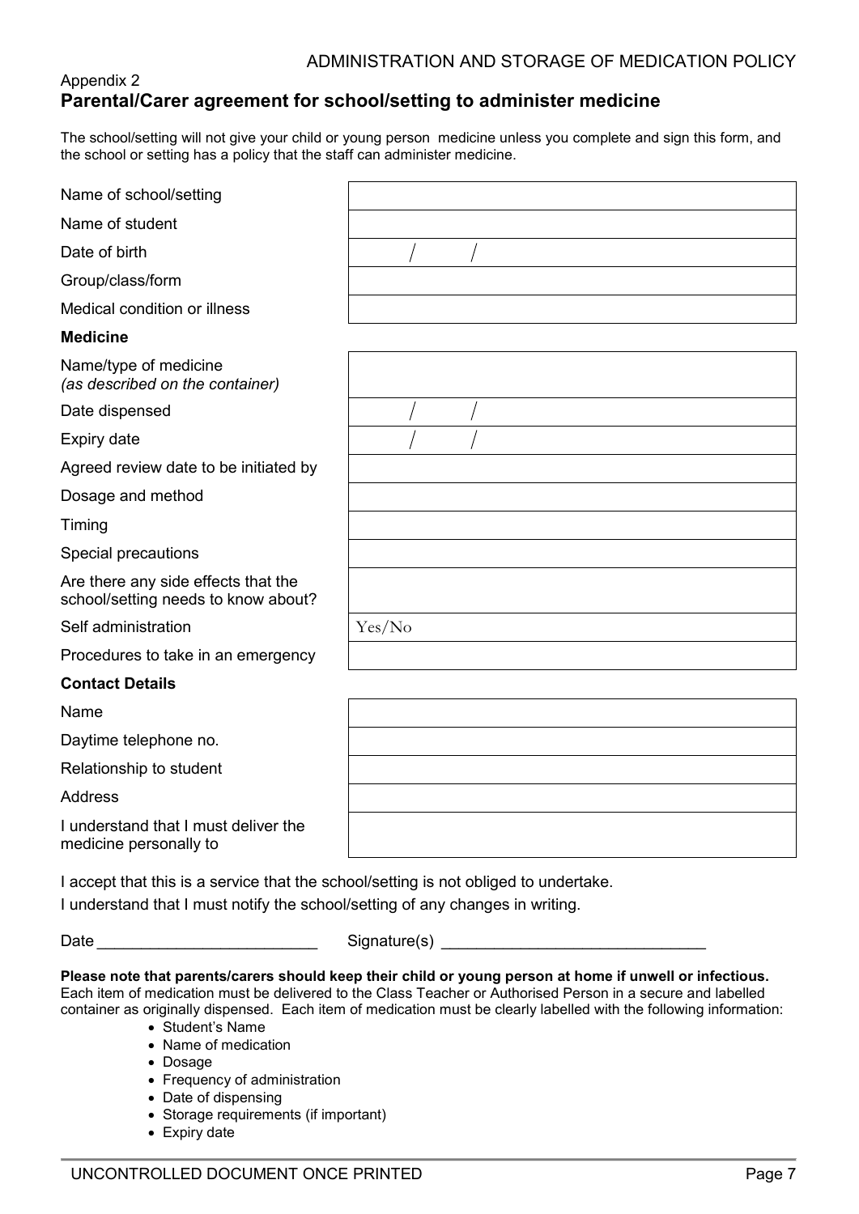Appendix 2

## Parental/Carer agreement for school/setting to administer medicine

The school/setting will not give your child or young person medicine unless you complete and sign this form, and the school or setting has a policy that the staff can administer medicine.

| | |
|---|---|
| Name of school/setting | |
| Name of student | |
| Date of birth | / / |
| Group/class/form | |
| Medical condition or illness | |
| **Medicine** | |
| Name/type of medicine *(as described on the container)* | |
| Date dispensed | / / |
| Expiry date | / / |
| Agreed review date to be initiated by | |
| Dosage and method | |
| Timing | |
| Special precautions | |
| Are there any side effects that the school/setting needs to know about? | |
| Self administration | Yes/No |
| Procedures to take in an emergency | |
| **Contact Details** | |
| Name | |
| Daytime telephone no. | |
| Relationship to student | |
| Address | |
| I understand that I must deliver the medicine personally to | |

I accept that this is a service that the school/setting is not obliged to undertake.

I understand that I must notify the school/setting of any changes in writing.

Date ________________________ Signature(s) ____________________________

**Please note that parents/carers should keep their child or young person at home if unwell or infectious.**
Each item of medication must be delivered to the Class Teacher or Authorised Person in a secure and labelled container as originally dispensed. Each item of medication must be clearly labelled with the following information:

- Student's Name
- Name of medication
- Dosage
- Frequency of administration
- Date of dispensing
- Storage requirements (if important)
- Expiry date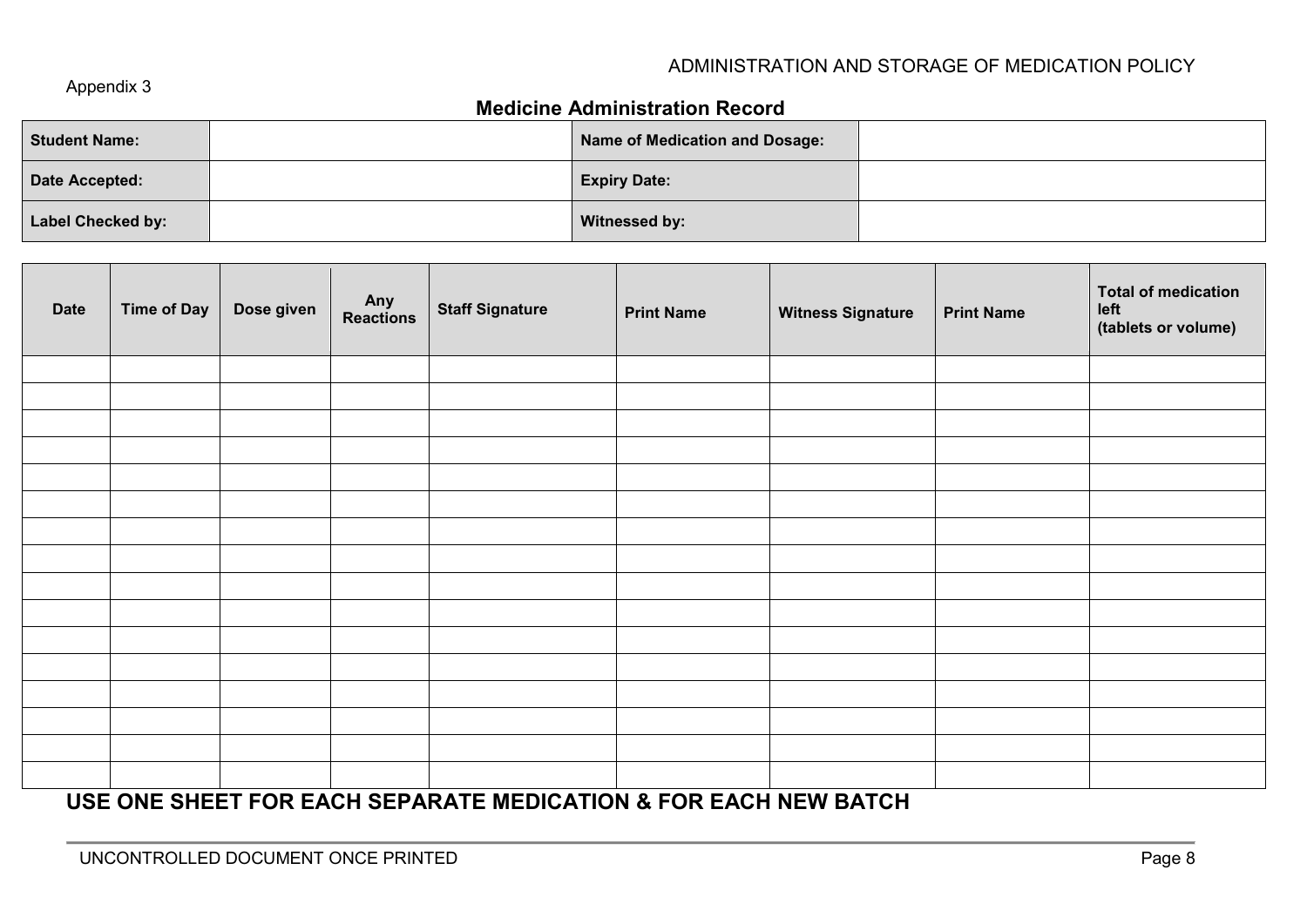Appendix 3

## Medicine Administration Record

| Student Name: | | Name of Medication and Dosage: | |
|---|---|---|---|
| Date Accepted: | | Expiry Date: | |
| Label Checked by: | | Witnessed by: | |

| Date | Time of Day | Dose given | Any Reactions | Staff Signature | Print Name | Witness Signature | Print Name | Total of medication left (tablets or volume) |
|---|---|---|---|---|---|---|---|---|
| | | | | | | | | |
| | | | | | | | | |
| | | | | | | | | |
| | | | | | | | | |
| | | | | | | | | |
| | | | | | | | | |
| | | | | | | | | |
| | | | | | | | | |
| | | | | | | | | |
| | | | | | | | | |
| | | | | | | | | |
| | | | | | | | | |
| | | | | | | | | |
| | | | | | | | | |
| | | | | | | | | |
| | | | | | | | | |

**USE ONE SHEET FOR EACH SEPARATE MEDICATION & FOR EACH NEW BATCH**

UNCONTROLLED DOCUMENT ONCE PRINTED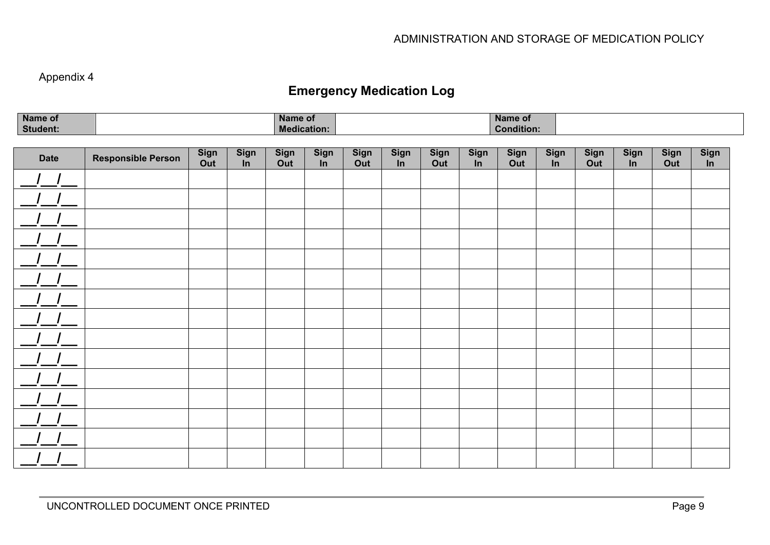Appendix 4

## Emergency Medication Log

| Name of Student: | | Name of Medication: | | Name of Condition: | |
|---|---|---|---|---|---|

| Date | Responsible Person | Sign Out | Sign In | Sign Out | Sign In | Sign Out | Sign In | Sign Out | Sign In | Sign Out | Sign In | Sign Out | Sign In | Sign Out | Sign In |
|---|---|---|---|---|---|---|---|---|---|---|---|---|---|---|---|
| __/__/__ | | | | | | | | | | | | | | | |
| __/__/__ | | | | | | | | | | | | | | | |
| __/__/__ | | | | | | | | | | | | | | | |
| __/__/__ | | | | | | | | | | | | | | | |
| __/__/__ | | | | | | | | | | | | | | | |
| __/__/__ | | | | | | | | | | | | | | | |
| __/__/__ | | | | | | | | | | | | | | | |
| __/__/__ | | | | | | | | | | | | | | | |
| __/__/__ | | | | | | | | | | | | | | | |
| __/__/__ | | | | | | | | | | | | | | | |
| __/__/__ | | | | | | | | | | | | | | | |
| __/__/__ | | | | | | | | | | | | | | | |
| __/__/__ | | | | | | | | | | | | | | | |
| __/__/__ | | | | | | | | | | | | | | | |
| __/__/__ | | | | | | | | | | | | | | | |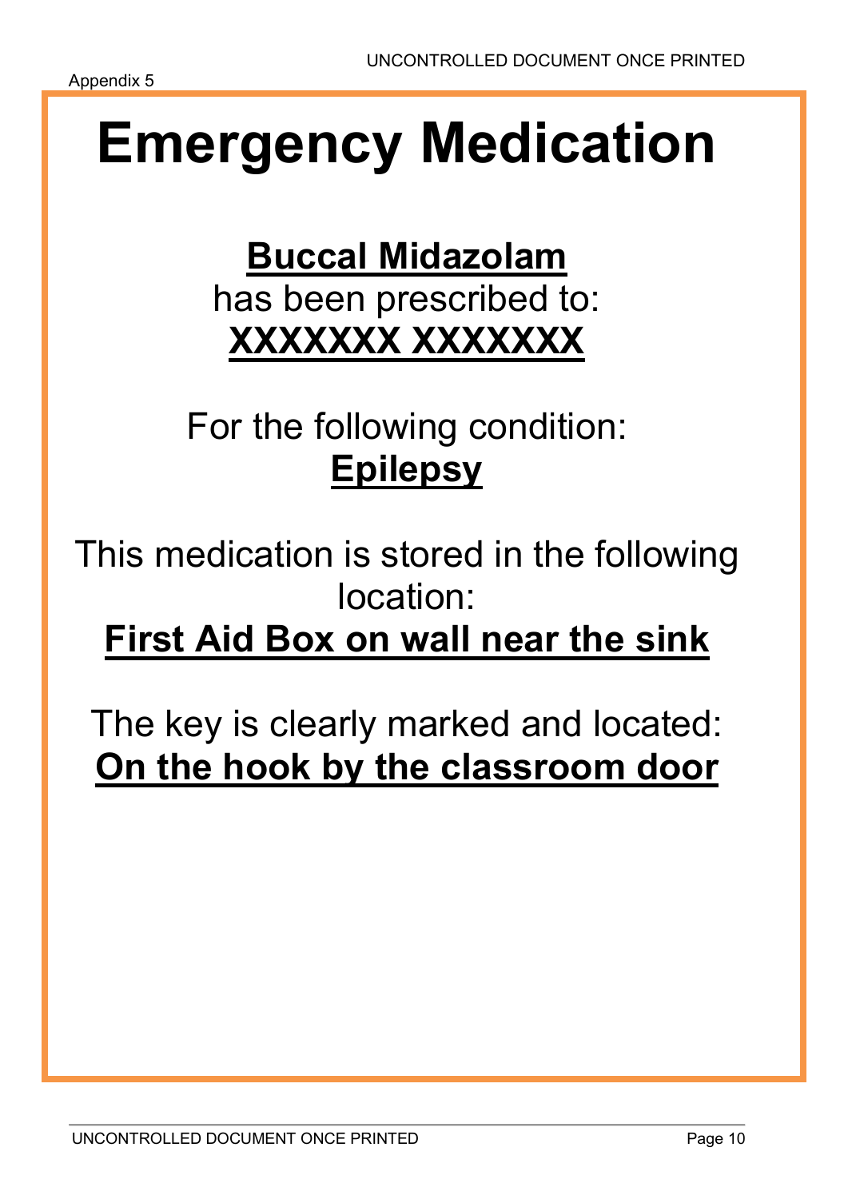Appendix 5

# Emergency Medication

**Buccal Midazolam**
has been prescribed to:
**XXXXXXX XXXXXXX**

For the following condition:
**Epilepsy**

This medication is stored in the following location:
**First Aid Box on wall near the sink**

The key is clearly marked and located:
**On the hook by the classroom door**